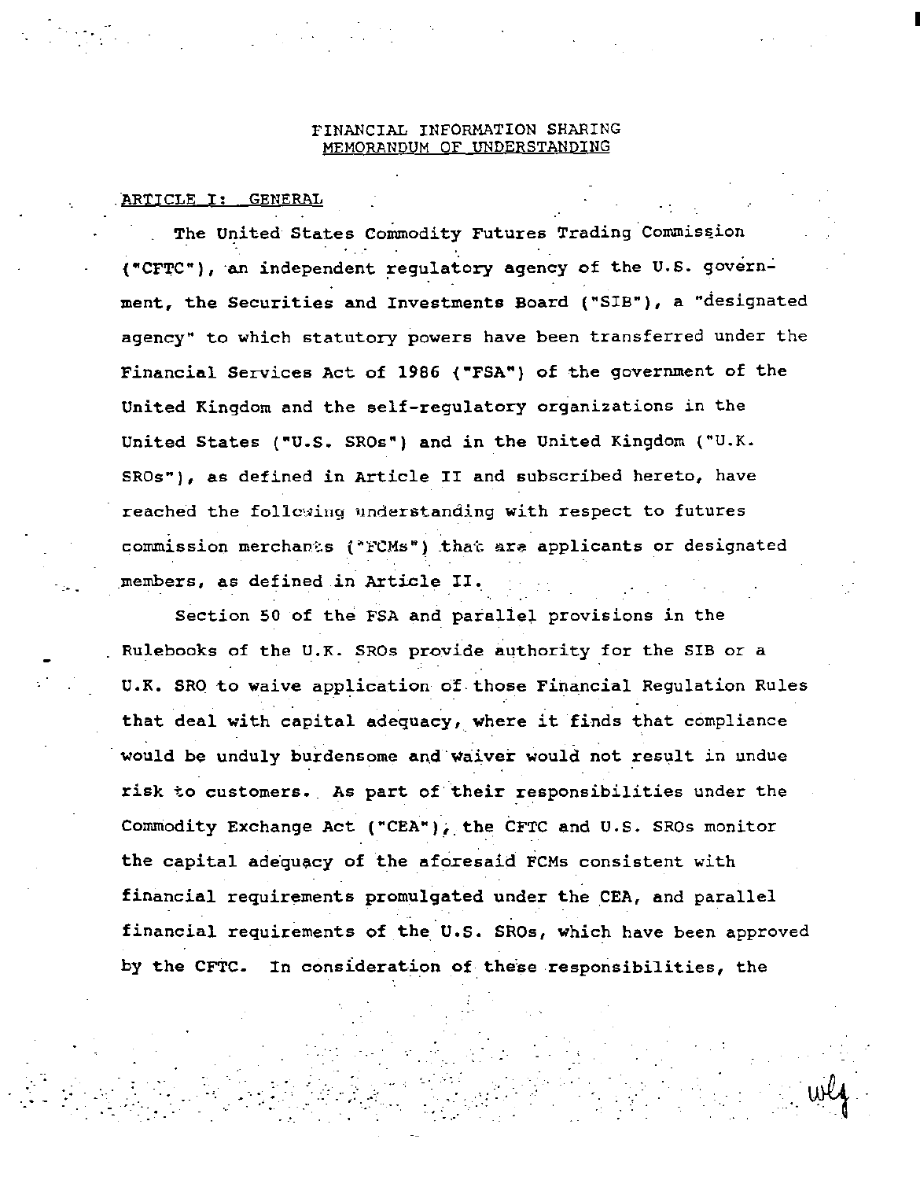# FINANCIAL INFORMATION SHARING MEMORANDUM OF UNDERSTANDING

## ARTICLE I: GENERAL

The United States Commodity Futures Trading Commission ("CFTC"), an independent regulatory agency of the U.S. government, the Securities and Investments Board ("SIB"), a "designated agency" to which statutory powers have been transferred under the Financial Services Act of 1986 ("FSA") of the government of the United Kingdom and the self-regulatory organizations in the United States ("U.S. SROs") and in the United Kingdom ("U.K. SROs"), as defined in Article II and subscribed hereto, have reached the following understanding with respect to futures commission merchants ("FCMs") that are applicants or designated members, as defined in Article II.

Section 50 of the FSA and parallel provisions in the Rulebooks of the U.K. SROs provide authority for the SIB or a U.K. SRO to waive application of those Financial Regulation Rules that deal with capital adequacy, where it finds that compliance would be unduly burdensome and waiver would not result in undue risk to customers. As part of their responsibilities under the Commodity Exchange Act ("CEA"), the CFTC and U.S. SROs monitor the capital adequacy of the aforesaid FCMs consistent with financial requirements promulgated under the CEA, and parallel financial requirements of the U.S. SROs, which have been approved by the CFTC. In consideration of these responsibilities, the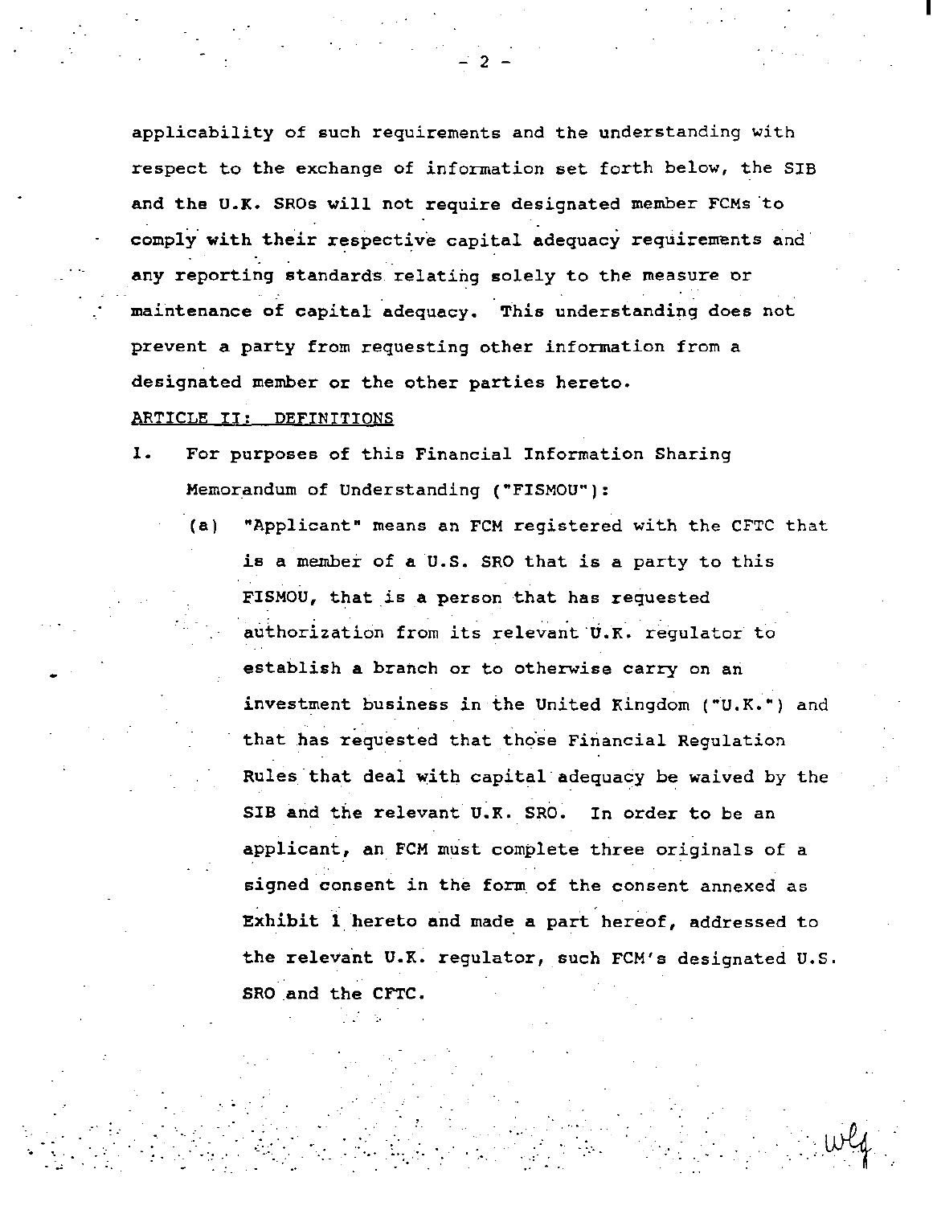applicability of such requirements and the understanding with respect to the exchange of information set forth below, the SIB and the U.K. SROs will not require designated member FCMs to comply with their respective capital adequacy requirements and any reporting standards relating solely to the measure or maintenance of capital adequacy. This understanding does not prevent a party from requesting other information from a designated member or the other parties hereto.

ARTICLE II: DEFINITIONS

1. For purposes of this Financial Information Sharing Memorandum of Understanding ("FISMOU"):

   (a) "Applicant" means an FCM registered with the CFTC that is a member of a U.S. SRO that is a party to this FISMOU, that is a person that has requested authorization from its relevant U.K. regulator to establish a branch or to otherwise carry on an investment business in the United Kingdom ("U.K.") and that has requested that those Financial Regulation Rules that deal with capital adequacy be waived by the SIB and the relevant U.K. SRO. In order to be an applicant, an FCM must complete three originals of a signed consent in the form of the consent annexed as Exhibit 1 hereto and made a part hereof, addressed to the relevant U.K. regulator, such FCM's designated U.S. SRO and the CFTC.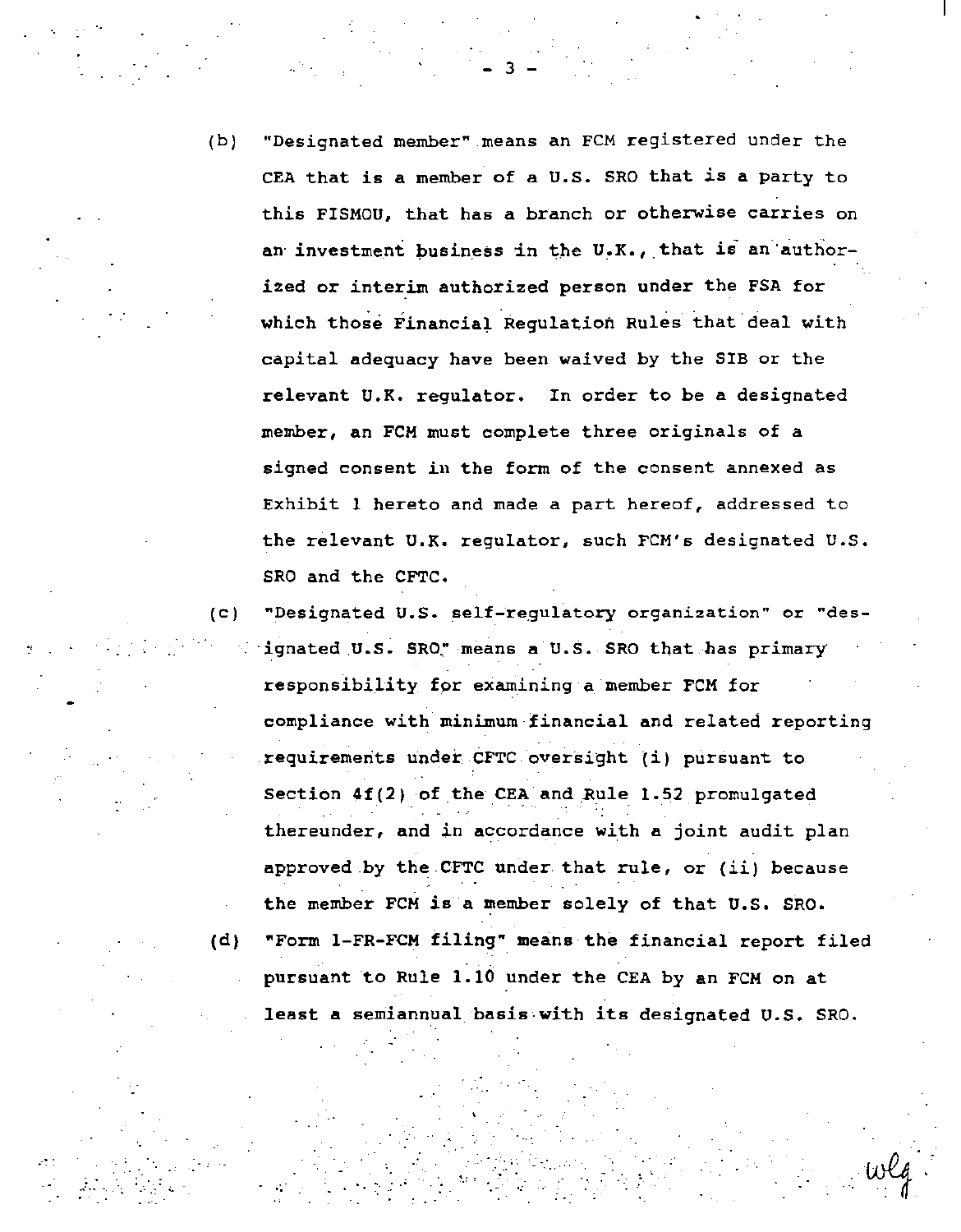(b) "Designated member" means an FCM registered under the CEA that is a member of a U.S. SRO that is a party to this FISMOU, that has a branch or otherwise carries on an investment business in the U.K., that is an authorized or interim authorized person under the FSA for which those Financial Regulation Rules that deal with capital adequacy have been waived by the SIB or the relevant U.K. regulator. In order to be a designated member, an FCM must complete three originals of a signed consent in the form of the consent annexed as Exhibit 1 hereto and made a part hereof, addressed to the relevant U.K. regulator, such FCM's designated U.S. SRO and the CFTC.

(c) "Designated U.S. self-regulatory organization" or "designated U.S. SRO" means a U.S. SRO that has primary responsibility for examining a member FCM for compliance with minimum financial and related reporting requirements under CFTC oversight (i) pursuant to Section 4f(2) of the CEA and Rule 1.52 promulgated thereunder, and in accordance with a joint audit plan approved by the CFTC under that rule, or (ii) because the member FCM is a member solely of that U.S. SRO.

(d) "Form 1-FR-FCM filing" means the financial report filed pursuant to Rule 1.10 under the CEA by an FCM on at least a semiannual basis with its designated U.S. SRO.

wlg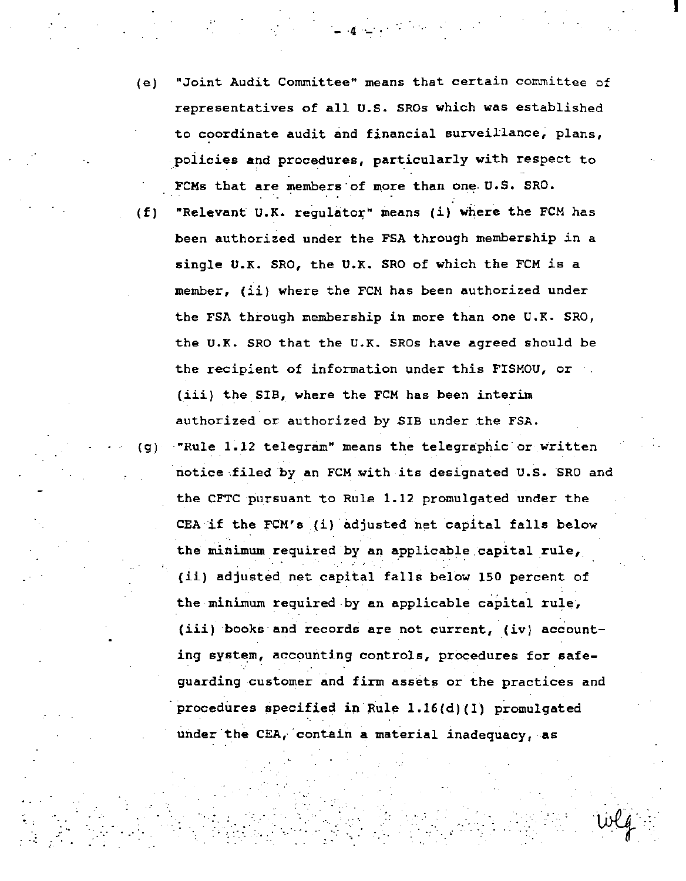(e) "Joint Audit Committee" means that certain committee of representatives of all U.S. SROs which was established to coordinate audit and financial surveillance, plans, policies and procedures, particularly with respect to FCMs that are members of more than one U.S. SRO.

(f) "Relevant U.K. regulator" means (i) where the FCM has been authorized under the FSA through membership in a single U.K. SRO, the U.K. SRO of which the FCM is a member, (ii) where the FCM has been authorized under the FSA through membership in more than one U.K. SRO, the U.K. SRO that the U.K. SROs have agreed should be the recipient of information under this FISMOU, or (iii) the SIB, where the FCM has been interim authorized or authorized by SIB under the FSA.

(g) "Rule 1.12 telegram" means the telegraphic or written notice filed by an FCM with its designated U.S. SRO and the CFTC pursuant to Rule 1.12 promulgated under the CEA if the FCM's (i) adjusted net capital falls below the minimum required by an applicable capital rule, (ii) adjusted net capital falls below 150 percent of the minimum required by an applicable capital rule, (iii) books and records are not current, (iv) accounting system, accounting controls, procedures for safeguarding customer and firm assets or the practices and procedures specified in Rule 1.16(d)(1) promulgated under the CEA, contain a material inadequacy, as

wlg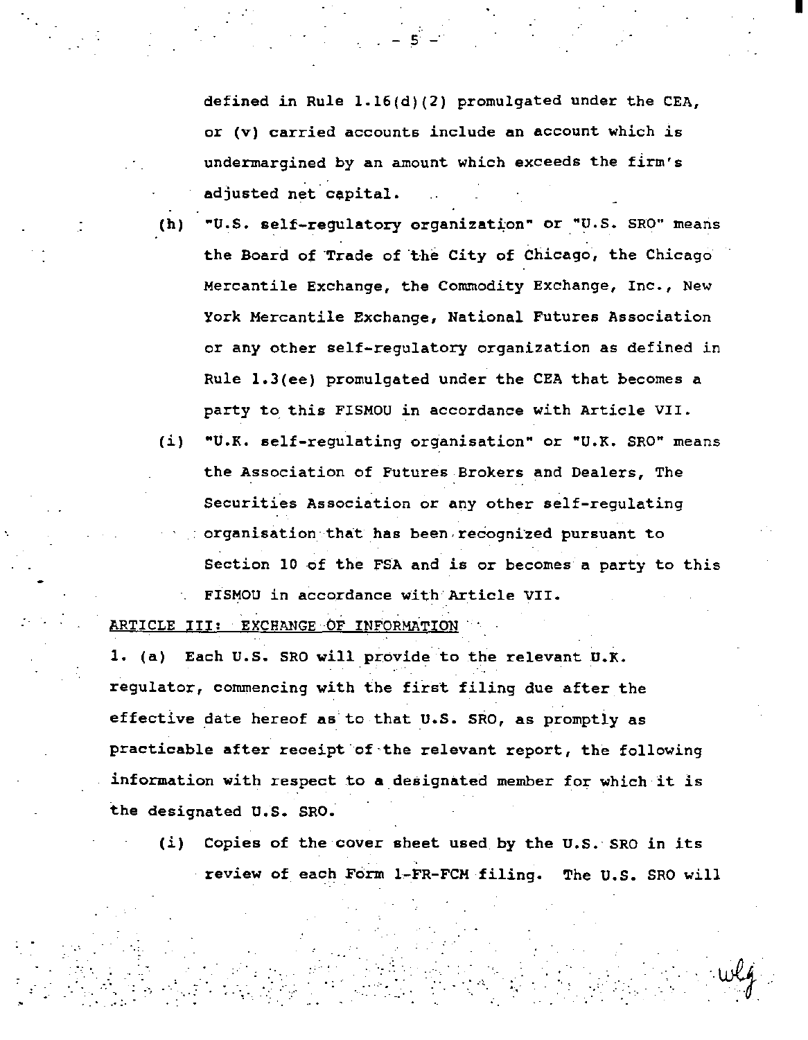defined in Rule 1.16(d)(2) promulgated under the CEA, or (v) carried accounts include an account which is undermargined by an amount which exceeds the firm's adjusted net capital.

(h) "U.S. self-regulatory organization" or "U.S. SRO" means the Board of Trade of the City of Chicago, the Chicago Mercantile Exchange, the Commodity Exchange, Inc., New York Mercantile Exchange, National Futures Association or any other self-regulatory organization as defined in Rule 1.3(ee) promulgated under the CEA that becomes a party to this FISMOU in accordance with Article VII.

(i) "U.K. self-regulating organisation" or "U.K. SRO" means the Association of Futures Brokers and Dealers, The Securities Association or any other self-regulating organisation that has been recognized pursuant to Section 10 of the FSA and is or becomes a party to this FISMOU in accordance with Article VII.

ARTICLE III: EXCHANGE OF INFORMATION

1. (a) Each U.S. SRO will provide to the relevant U.K. regulator, commencing with the first filing due after the effective date hereof as to that U.S. SRO, as promptly as practicable after receipt of the relevant report, the following information with respect to a designated member for which it is the designated U.S. SRO.

(i) Copies of the cover sheet used by the U.S. SRO in its review of each Form 1-FR-FCM filing. The U.S. SRO will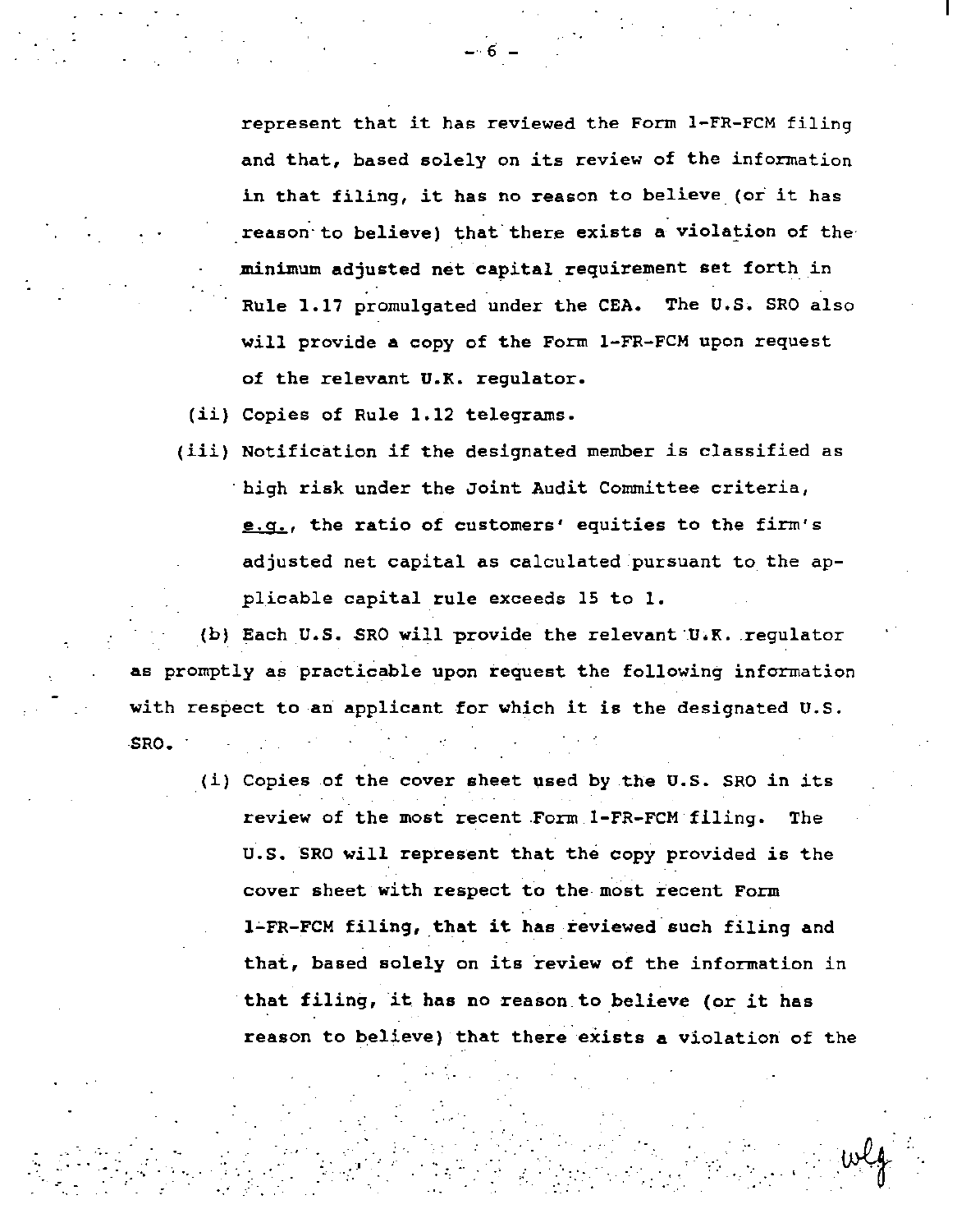represent that it has reviewed the Form 1-FR-FCM filing and that, based solely on its review of the information in that filing, it has no reason to believe (or it has reason to believe) that there exists a violation of the minimum adjusted net capital requirement set forth in Rule 1.17 promulgated under the CEA. The U.S. SRO also will provide a copy of the Form 1-FR-FCM upon request of the relevant U.K. regulator.

(ii) Copies of Rule 1.12 telegrams.

(iii) Notification if the designated member is classified as high risk under the Joint Audit Committee criteria, *e.g.*, the ratio of customers' equities to the firm's adjusted net capital as calculated pursuant to the applicable capital rule exceeds 15 to 1.

(b) Each U.S. SRO will provide the relevant U.K. regulator as promptly as practicable upon request the following information with respect to an applicant for which it is the designated U.S. SRO.

(i) Copies of the cover sheet used by the U.S. SRO in its review of the most recent Form 1-FR-FCM filing. The U.S. SRO will represent that the copy provided is the cover sheet with respect to the most recent Form 1-FR-FCM filing, that it has reviewed such filing and that, based solely on its review of the information in that filing, it has no reason to believe (or it has reason to believe) that there exists a violation of the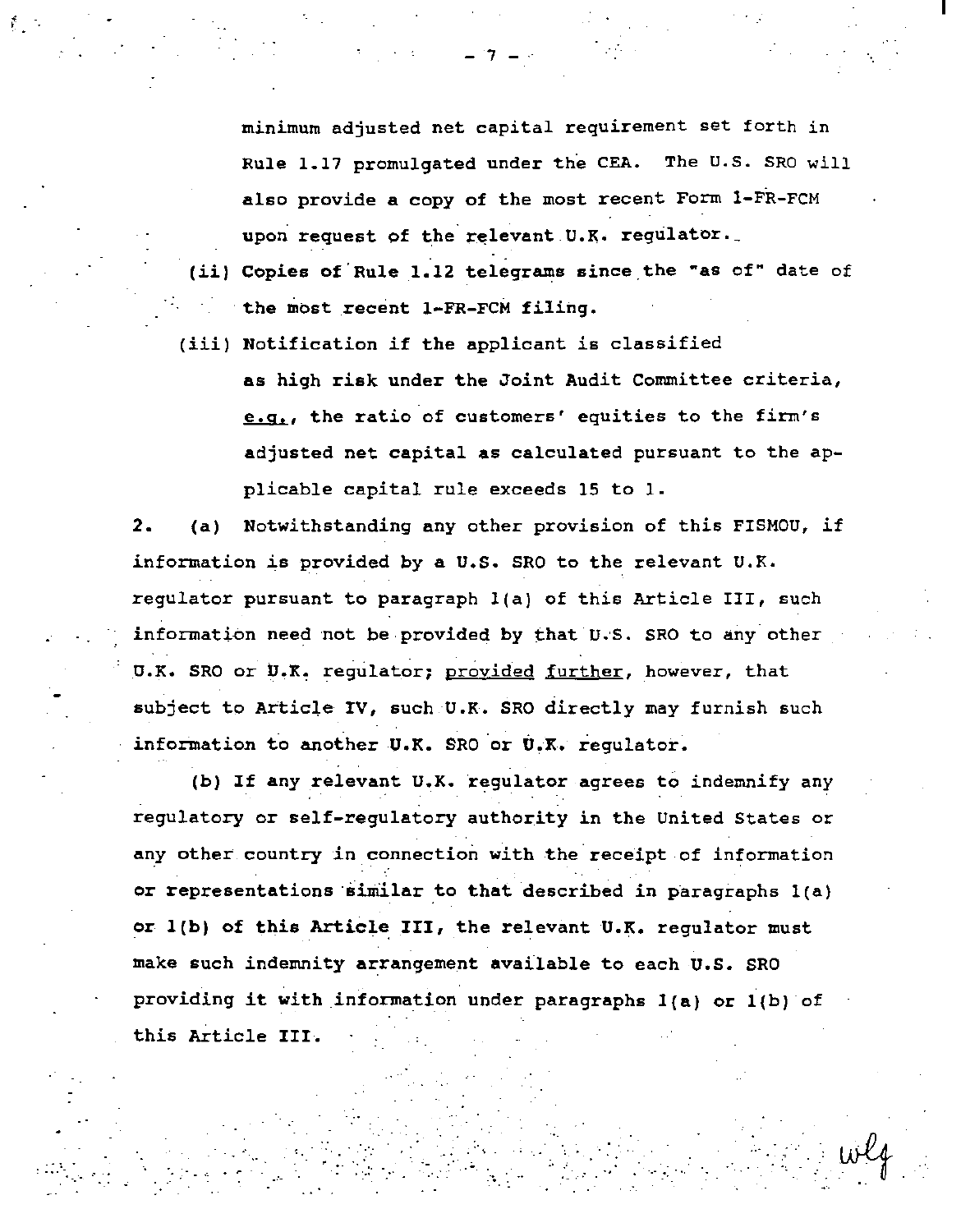minimum adjusted net capital requirement set forth in Rule 1.17 promulgated under the CEA. The U.S. SRO will also provide a copy of the most recent Form 1-FR-FCM upon request of the relevant U.K. regulator.

(ii) Copies of Rule 1.12 telegrams since the "as of" date of the most recent 1-FR-FCM filing.

(iii) Notification if the applicant is classified as high risk under the Joint Audit Committee criteria, e.g., the ratio of customers' equities to the firm's adjusted net capital as calculated pursuant to the applicable capital rule exceeds 15 to 1.

2. (a) Notwithstanding any other provision of this FISMOU, if information is provided by a U.S. SRO to the relevant U.K. regulator pursuant to paragraph 1(a) of this Article III, such information need not be provided by that U.S. SRO to any other U.K. SRO or U.K. regulator; provided further, however, that subject to Article IV, such U.K. SRO directly may furnish such information to another U.K. SRO or U.K. regulator.

(b) If any relevant U.K. regulator agrees to indemnify any regulatory or self-regulatory authority in the United States or any other country in connection with the receipt of information or representations similar to that described in paragraphs 1(a) or 1(b) of this Article III, the relevant U.K. regulator must make such indemnity arrangement available to each U.S. SRO providing it with information under paragraphs 1(a) or 1(b) of this Article III.

wlg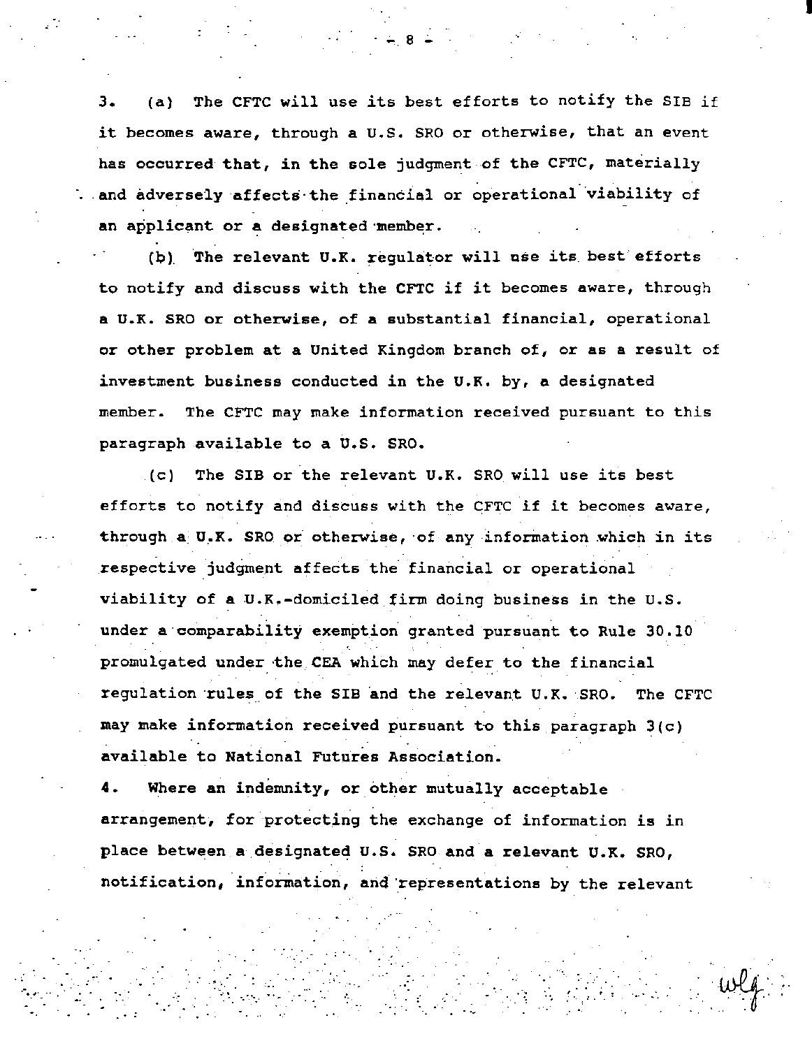3. (a) The CFTC will use its best efforts to notify the SIB if it becomes aware, through a U.S. SRO or otherwise, that an event has occurred that, in the sole judgment of the CFTC, materially and adversely affects the financial or operational viability of an applicant or a designated member.

(b) The relevant U.K. regulator will use its best efforts to notify and discuss with the CFTC if it becomes aware, through a U.K. SRO or otherwise, of a substantial financial, operational or other problem at a United Kingdom branch of, or as a result of investment business conducted in the U.K. by, a designated member. The CFTC may make information received pursuant to this paragraph available to a U.S. SRO.

(c) The SIB or the relevant U.K. SRO will use its best efforts to notify and discuss with the CFTC if it becomes aware, through a U.K. SRO or otherwise, of any information which in its respective judgment affects the financial or operational viability of a U.K.-domiciled firm doing business in the U.S. under a comparability exemption granted pursuant to Rule 30.10 promulgated under the CEA which may defer to the financial regulation rules of the SIB and the relevant U.K. SRO. The CFTC may make information received pursuant to this paragraph 3(c) available to National Futures Association.

4. Where an indemnity, or other mutually acceptable arrangement, for protecting the exchange of information is in place between a designated U.S. SRO and a relevant U.K. SRO, notification, information, and representations by the relevant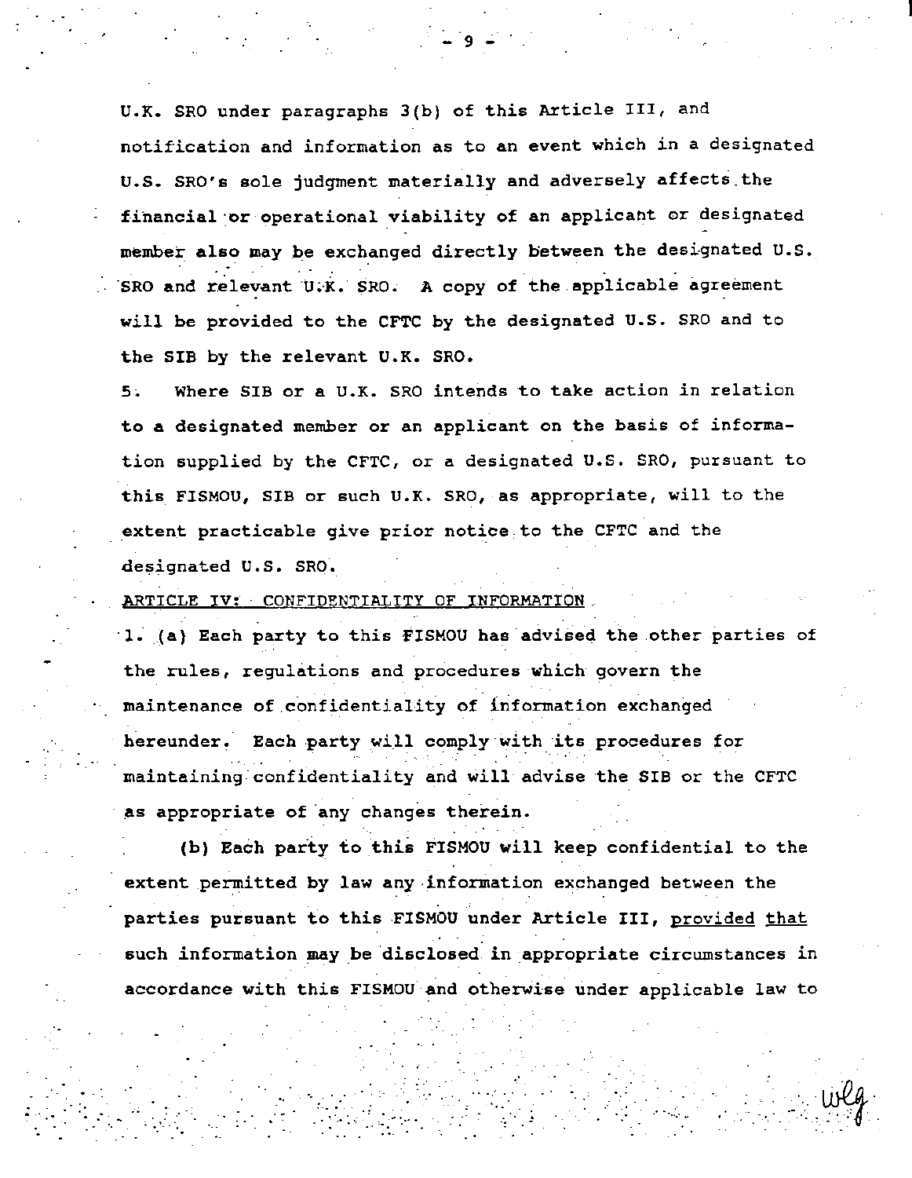U.K. SRO under paragraphs 3(b) of this Article III, and notification and information as to an event which in a designated U.S. SRO's sole judgment materially and adversely affects the financial or operational viability of an applicant or designated member also may be exchanged directly between the designated U.S. SRO and relevant U.K. SRO. A copy of the applicable agreement will be provided to the CFTC by the designated U.S. SRO and to the SIB by the relevant U.K. SRO.

5. Where SIB or a U.K. SRO intends to take action in relation to a designated member or an applicant on the basis of information supplied by the CFTC, or a designated U.S. SRO, pursuant to this FISMOU, SIB or such U.K. SRO, as appropriate, will to the extent practicable give prior notice to the CFTC and the designated U.S. SRO.

ARTICLE IV: CONFIDENTIALITY OF INFORMATION

1. (a) Each party to this FISMOU has advised the other parties of the rules, regulations and procedures which govern the maintenance of confidentiality of information exchanged hereunder. Each party will comply with its procedures for maintaining confidentiality and will advise the SIB or the CFTC as appropriate of any changes therein.

(b) Each party to this FISMOU will keep confidential to the extent permitted by law any information exchanged between the parties pursuant to this FISMOU under Article III, provided that such information may be disclosed in appropriate circumstances in accordance with this FISMOU and otherwise under applicable law to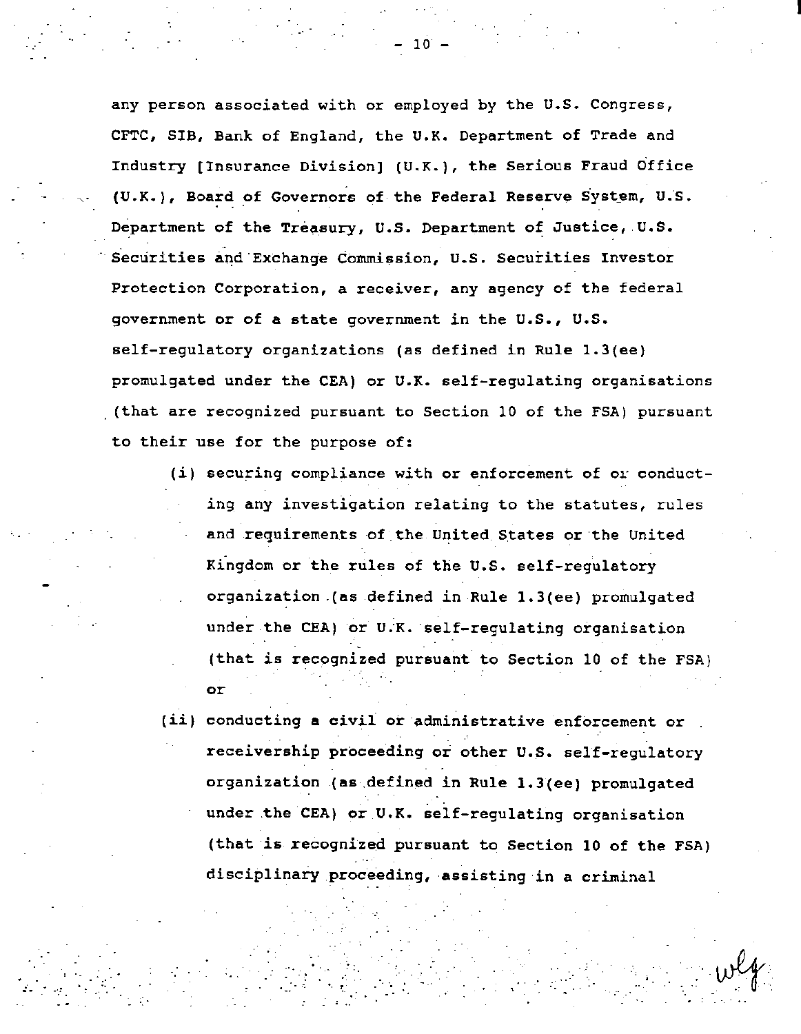any person associated with or employed by the U.S. Congress, CFTC, SIB, Bank of England, the U.K. Department of Trade and Industry [Insurance Division] (U.K.), the Serious Fraud Office (U.K.), Board of Governors of the Federal Reserve System, U.S. Department of the Treasury, U.S. Department of Justice, U.S. Securities and Exchange Commission, U.S. Securities Investor Protection Corporation, a receiver, any agency of the federal government or of a state government in the U.S., U.S. self-regulatory organizations (as defined in Rule 1.3(ee) promulgated under the CEA) or U.K. self-regulating organisations (that are recognized pursuant to Section 10 of the FSA) pursuant to their use for the purpose of:

(i) securing compliance with or enforcement of or conducting any investigation relating to the statutes, rules and requirements of the United States or the United Kingdom or the rules of the U.S. self-regulatory organization (as defined in Rule 1.3(ee) promulgated under the CEA) or U.K. self-regulating organisation (that is recognized pursuant to Section 10 of the FSA) or

(ii) conducting a civil or administrative enforcement or receivership proceeding or other U.S. self-regulatory organization (as defined in Rule 1.3(ee) promulgated under the CEA) or U.K. self-regulating organisation (that is recognized pursuant to Section 10 of the FSA) disciplinary proceeding, assisting in a criminal

wlg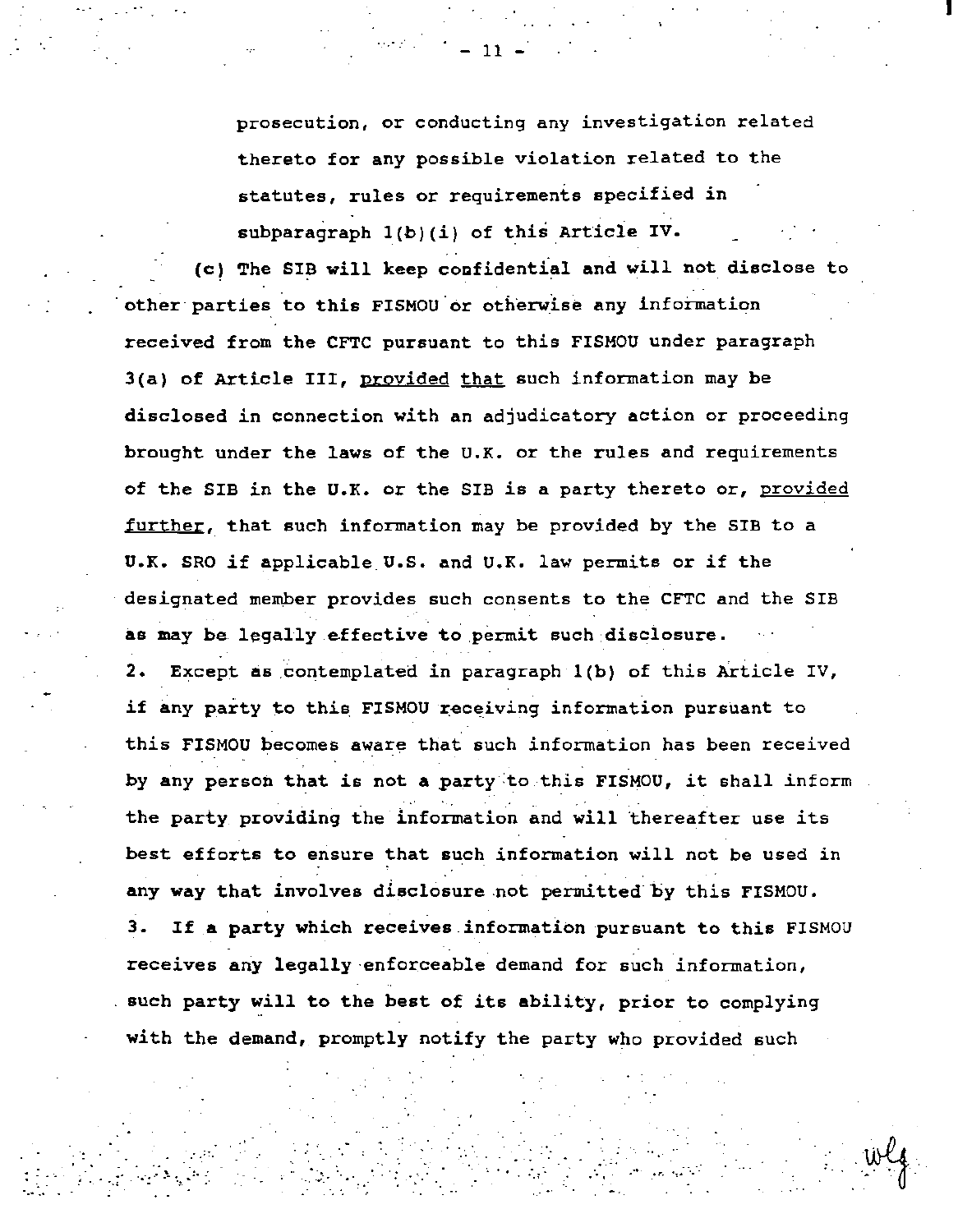prosecution, or conducting any investigation related thereto for any possible violation related to the statutes, rules or requirements specified in subparagraph 1(b)(i) of this Article IV.

(c) The SIB will keep confidential and will not disclose to other parties to this FISMOU or otherwise any information received from the CFTC pursuant to this FISMOU under paragraph 3(a) of Article III, provided that such information may be disclosed in connection with an adjudicatory action or proceeding brought under the laws of the U.K. or the rules and requirements of the SIB in the U.K. or the SIB is a party thereto or, provided further, that such information may be provided by the SIB to a U.K. SRO if applicable U.S. and U.K. law permits or if the designated member provides such consents to the CFTC and the SIB as may be legally effective to permit such disclosure.

2. Except as contemplated in paragraph 1(b) of this Article IV, if any party to this FISMOU receiving information pursuant to this FISMOU becomes aware that such information has been received by any person that is not a party to this FISMOU, it shall inform the party providing the information and will thereafter use its best efforts to ensure that such information will not be used in any way that involves disclosure not permitted by this FISMOU.

3. If a party which receives information pursuant to this FISMOU receives any legally enforceable demand for such information, such party will to the best of its ability, prior to complying with the demand, promptly notify the party who provided such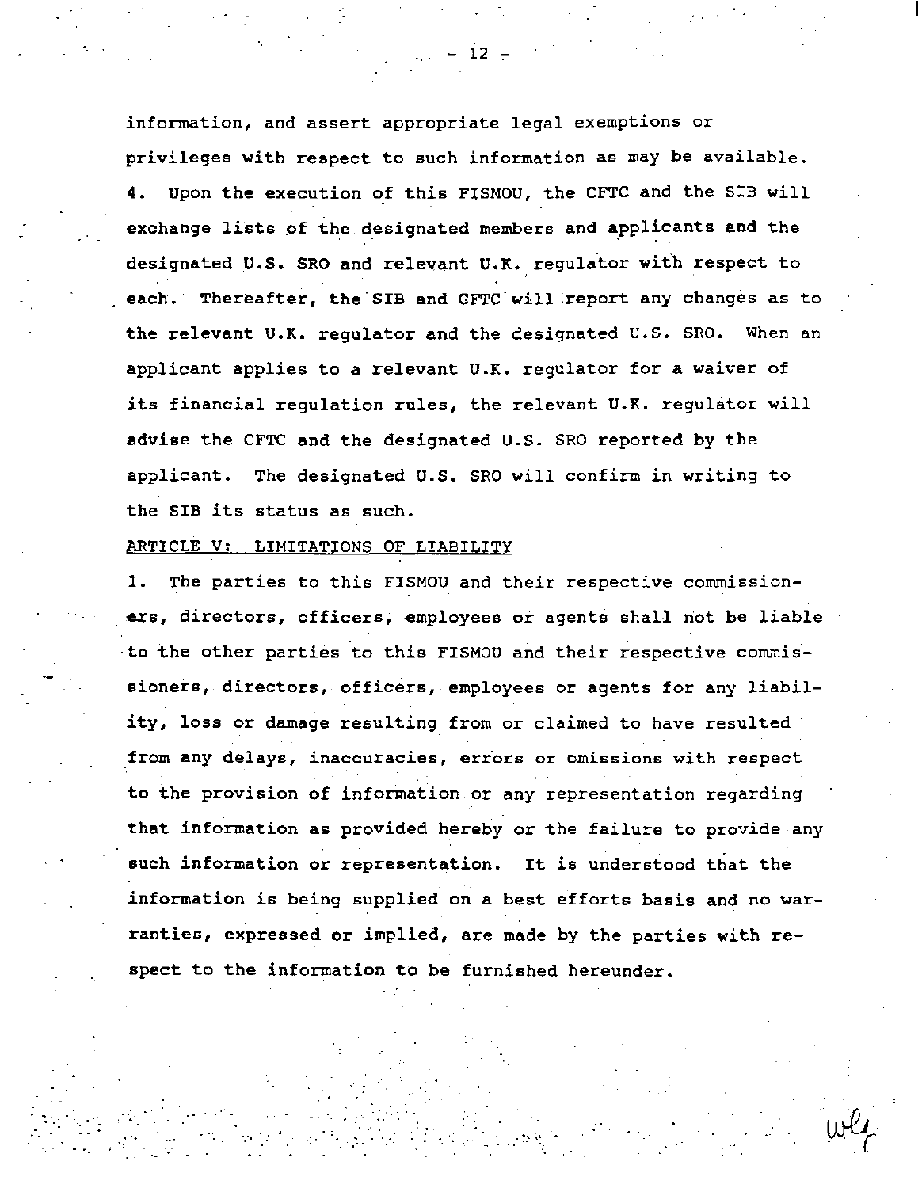information, and assert appropriate legal exemptions or privileges with respect to such information as may be available.

4. Upon the execution of this FISMOU, the CFTC and the SIB will exchange lists of the designated members and applicants and the designated U.S. SRO and relevant U.K. regulator with respect to each. Thereafter, the SIB and CFTC will report any changes as to the relevant U.K. regulator and the designated U.S. SRO. When an applicant applies to a relevant U.K. regulator for a waiver of its financial regulation rules, the relevant U.K. regulator will advise the CFTC and the designated U.S. SRO reported by the applicant. The designated U.S. SRO will confirm in writing to the SIB its status as such.

ARTICLE V: LIMITATIONS OF LIABILITY

1. The parties to this FISMOU and their respective commissioners, directors, officers, employees or agents shall not be liable to the other parties to this FISMOU and their respective commissioners, directors, officers, employees or agents for any liability, loss or damage resulting from or claimed to have resulted from any delays, inaccuracies, errors or omissions with respect to the provision of information or any representation regarding that information as provided hereby or the failure to provide any such information or representation. It is understood that the information is being supplied on a best efforts basis and no warranties, expressed or implied, are made by the parties with respect to the information to be furnished hereunder.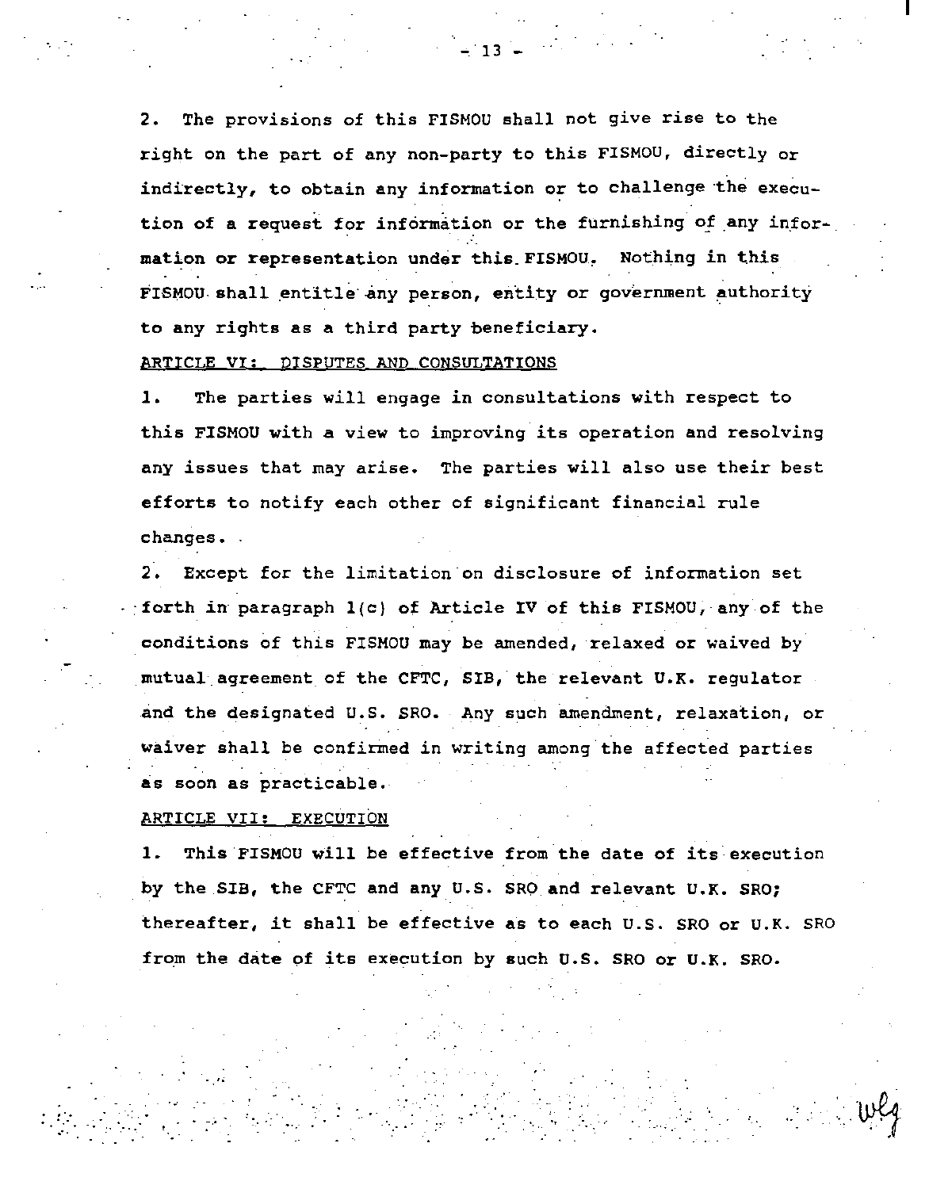2. The provisions of this FISMOU shall not give rise to the right on the part of any non-party to this FISMOU, directly or indirectly, to obtain any information or to challenge the execution of a request for information or the furnishing of any information or representation under this FISMOU. Nothing in this FISMOU shall entitle any person, entity or government authority to any rights as a third party beneficiary.

ARTICLE VI: DISPUTES AND CONSULTATIONS

1. The parties will engage in consultations with respect to this FISMOU with a view to improving its operation and resolving any issues that may arise. The parties will also use their best efforts to notify each other of significant financial rule changes.

2. Except for the limitation on disclosure of information set forth in paragraph 1(c) of Article IV of this FISMOU, any of the conditions of this FISMOU may be amended, relaxed or waived by mutual agreement of the CFTC, SIB, the relevant U.K. regulator and the designated U.S. SRO. Any such amendment, relaxation, or waiver shall be confirmed in writing among the affected parties as soon as practicable.

ARTICLE VII: EXECUTION

1. This FISMOU will be effective from the date of its execution by the SIB, the CFTC and any U.S. SRO and relevant U.K. SRO; thereafter, it shall be effective as to each U.S. SRO or U.K. SRO from the date of its execution by such U.S. SRO or U.K. SRO.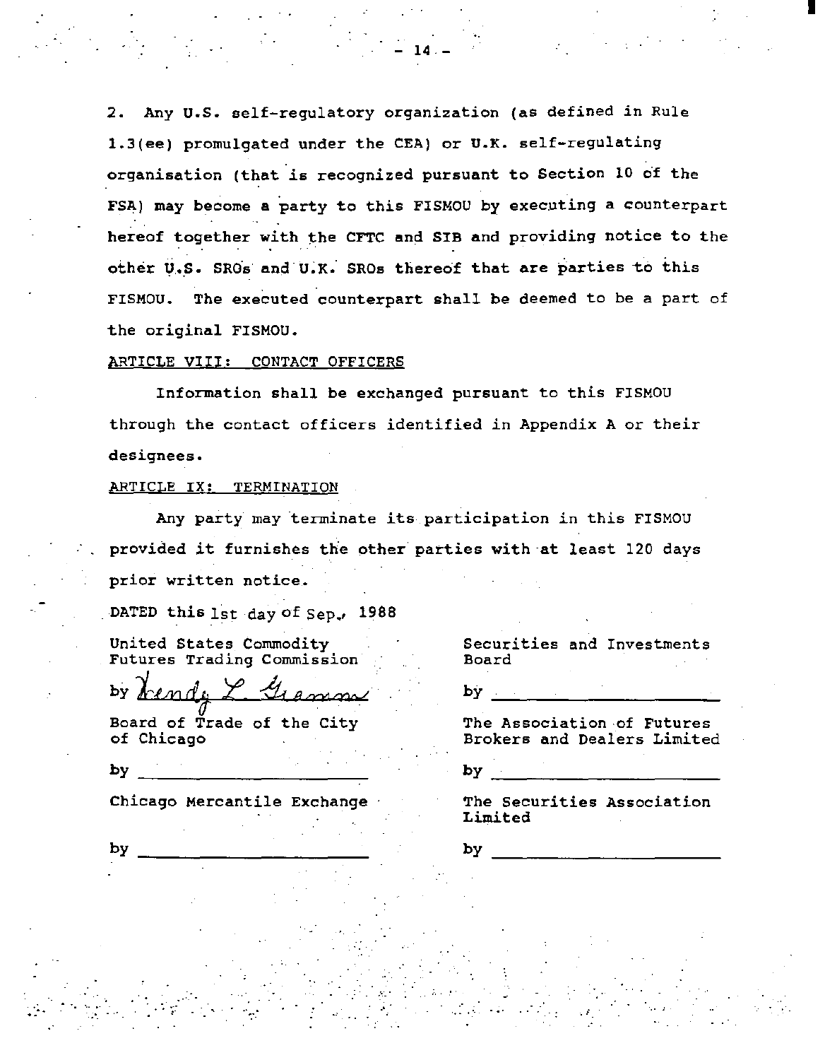2. Any U.S. self-regulatory organization (as defined in Rule 1.3(ee) promulgated under the CEA) or U.K. self-regulating organisation (that is recognized pursuant to Section 10 of the FSA) may become a party to this FISMOU by executing a counterpart hereof together with the CFTC and SIB and providing notice to the other U.S. SROs and U.K. SROs thereof that are parties to this FISMOU. The executed counterpart shall be deemed to be a part of the original FISMOU.

ARTICLE VIII: CONTACT OFFICERS

Information shall be exchanged pursuant to this FISMOU through the contact officers identified in Appendix A or their designees.

ARTICLE IX: TERMINATION

Any party may terminate its participation in this FISMOU provided it furnishes the other parties with at least 120 days prior written notice.

DATED this 1st day of Sep., 1988

United States Commodity Futures Trading Commission

by Wendy L. Gramm

Board of Trade of the City of Chicago

by ______________________

Chicago Mercantile Exchange

by ______________________

Securities and Investments Board

by ______________________

The Association of Futures Brokers and Dealers Limited

by ______________________

The Securities Association Limited

by ______________________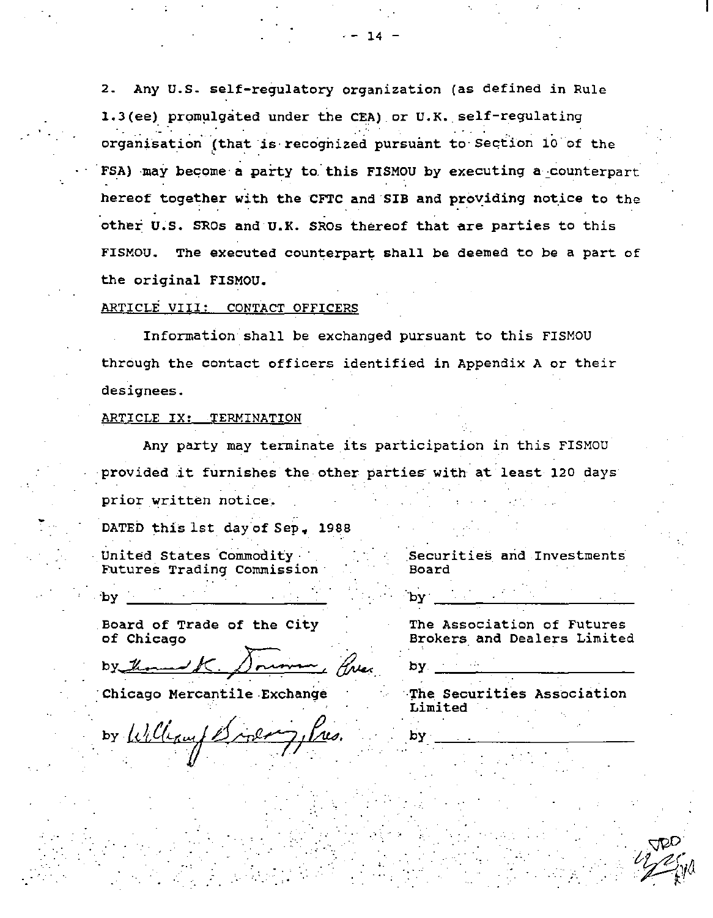2. Any U.S. self-regulatory organization (as defined in Rule 1.3(ee) promulgated under the CEA) or U.K. self-regulating organisation (that is recognized pursuant to Section 10 of the FSA) may become a party to this FISMOU by executing a counterpart hereof together with the CFTC and SIB and providing notice to the other U.S. SROs and U.K. SROs thereof that are parties to this FISMOU. The executed counterpart shall be deemed to be a part of the original FISMOU.

ARTICLE VIII: CONTACT OFFICERS

Information shall be exchanged pursuant to this FISMOU through the contact officers identified in Appendix A or their designees.

ARTICLE IX: TERMINATION

Any party may terminate its participation in this FISMOU provided it furnishes the other parties with at least 120 days prior written notice.

DATED this 1st day of Sep, 1988

United States Commodity Futures Trading Commission

by ______________________

Securities and Investments Board

by ______________________

Board of Trade of the City of Chicago

by Thomas K. Donovan, Pres.

The Association of Futures Brokers and Dealers Limited

by ______________________

Chicago Mercantile Exchange

by William J. Brodsky, Pres.

The Securities Association Limited

by ______________________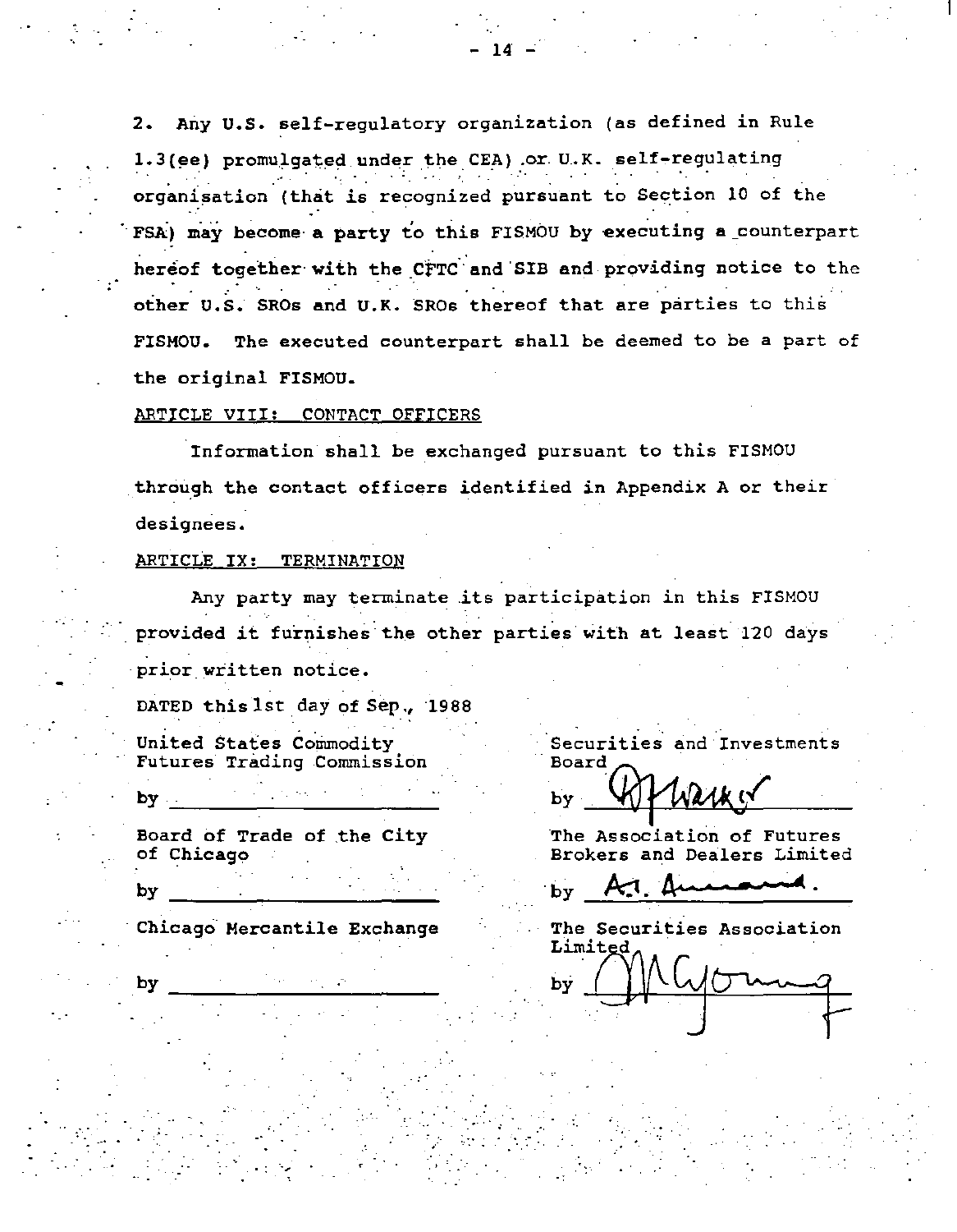2. Any U.S. self-regulatory organization (as defined in Rule 1.3(ee) promulgated under the CEA) or U.K. self-regulating organisation (that is recognized pursuant to Section 10 of the FSA) may become a party to this FISMOU by executing a counterpart hereof together with the CFTC and SIB and providing notice to the other U.S. SROs and U.K. SROs thereof that are parties to this FISMOU. The executed counterpart shall be deemed to be a part of the original FISMOU.

ARTICLE VIII: CONTACT OFFICERS

Information shall be exchanged pursuant to this FISMOU through the contact officers identified in Appendix A or their designees.

ARTICLE IX: TERMINATION

Any party may terminate its participation in this FISMOU provided it furnishes the other parties with at least 120 days prior written notice.

DATED this 1st day of Sep., 1988

United States Commodity Futures Trading Commission

by ____________________

Board of Trade of the City of Chicago

by ____________________

Chicago Mercantile Exchange

by ____________________

Securities and Investments Board

by [signature]

The Association of Futures Brokers and Dealers Limited

by [signature]

The Securities Association Limited

by [signature]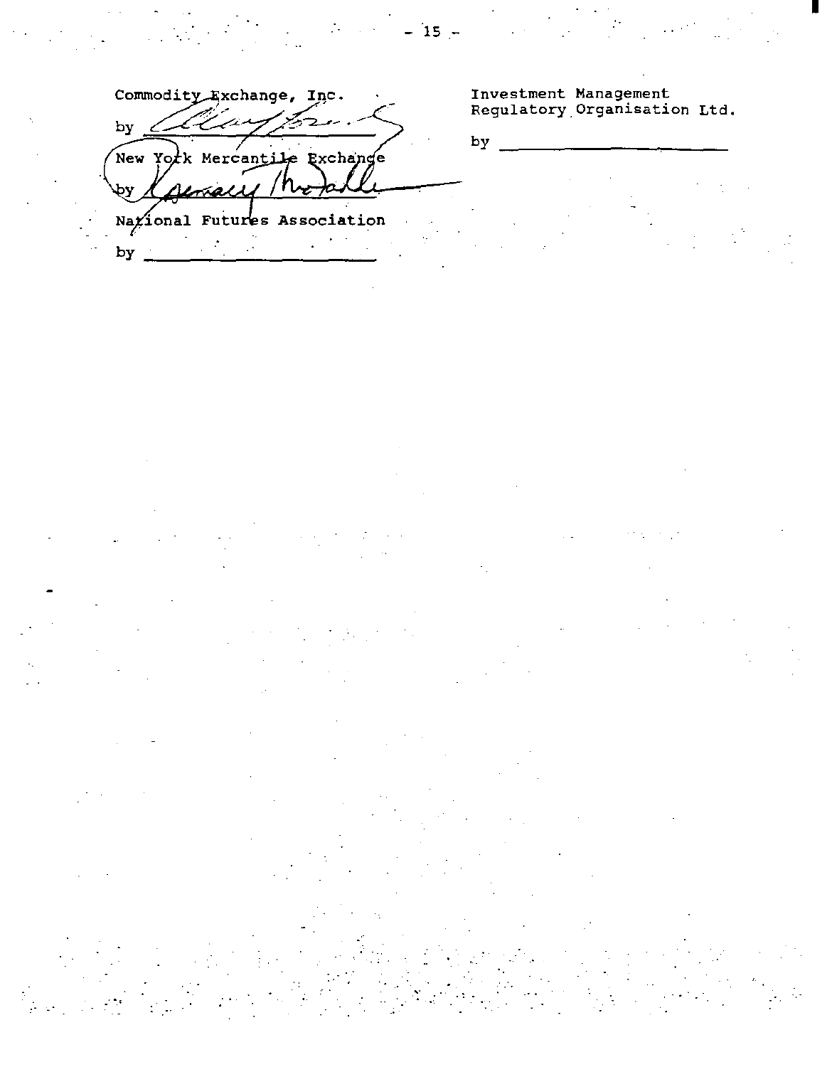Commodity Exchange, Inc.

by ______________________

New York Mercantile Exchange

by ______________________

National Futures Association

by ______________________

Investment Management
Regulatory Organisation Ltd.

by ______________________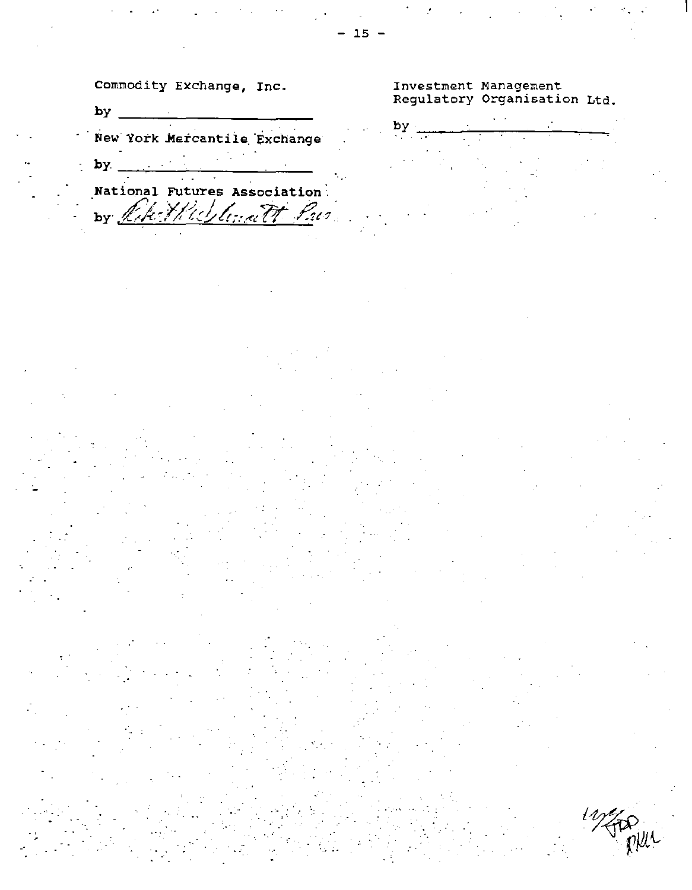Commodity Exchange, Inc.

by \_\_\_\_\_\_\_\_\_\_\_\_\_\_\_\_\_\_\_\_\_\_\_\_

New York Mercantile Exchange

by \_\_\_\_\_\_\_\_\_\_\_\_\_\_\_\_\_\_\_\_\_\_\_\_

National Futures Association

by *[signature]* Pres

Investment Management Regulatory Organisation Ltd.

by \_\_\_\_\_\_\_\_\_\_\_\_\_\_\_\_\_\_\_\_\_\_\_\_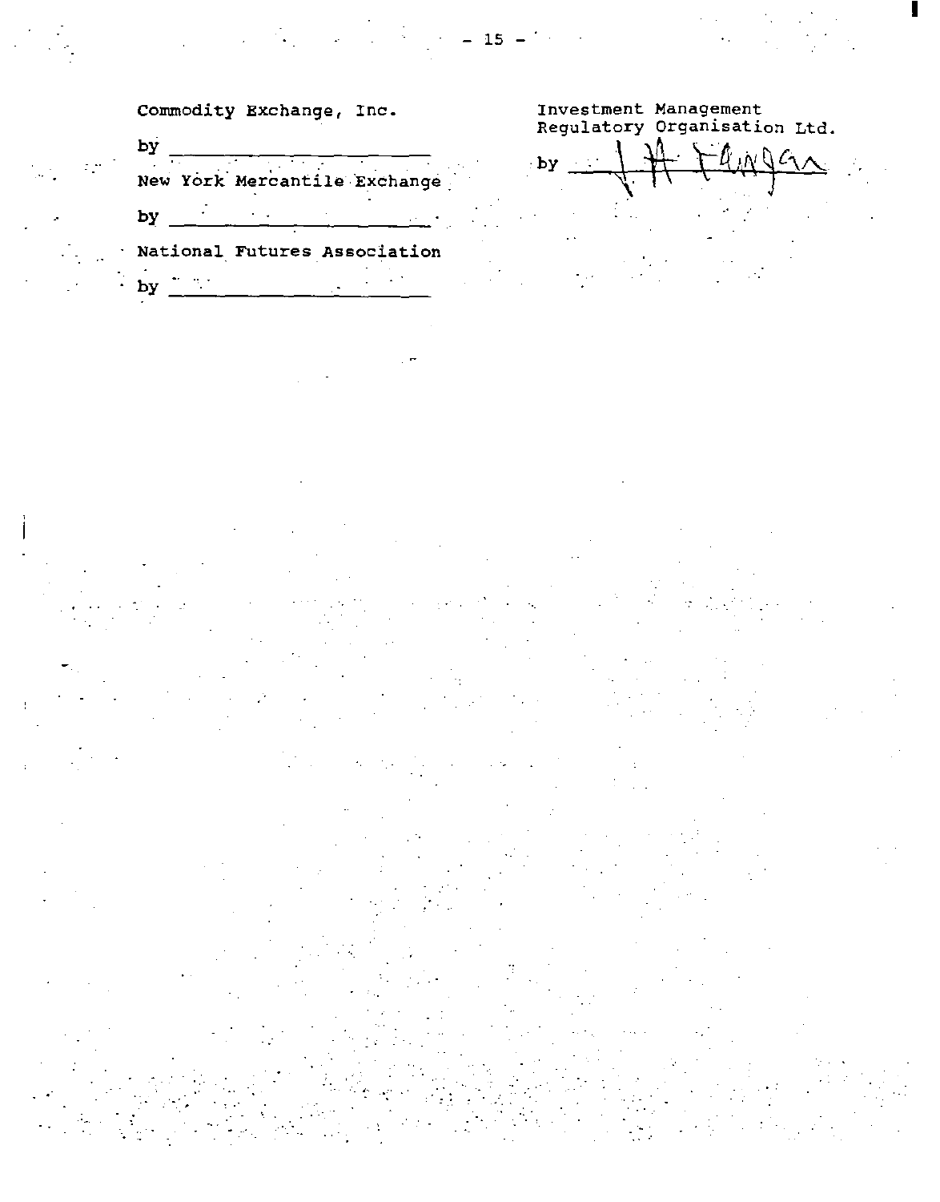Commodity Exchange, Inc.

by ______________________

New York Mercantile Exchange

by ______________________

National Futures Association

by ______________________

Investment Management Regulatory Organisation Ltd.

by J.A. Flanagan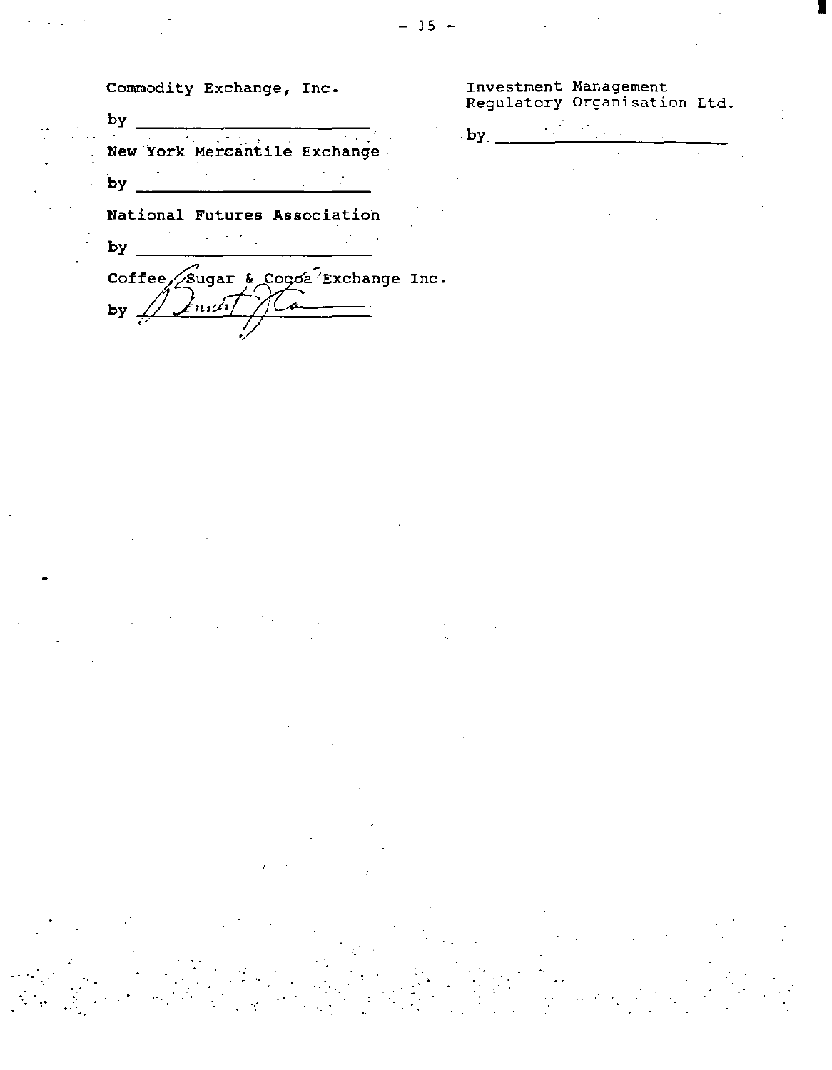Commodity Exchange, Inc.

by ______________________

New York Mercantile Exchange

by ______________________

National Futures Association

by ______________________

Coffee, Sugar & Cocoa Exchange Inc.

by ______________________

Investment Management Regulatory Organisation Ltd.

by ______________________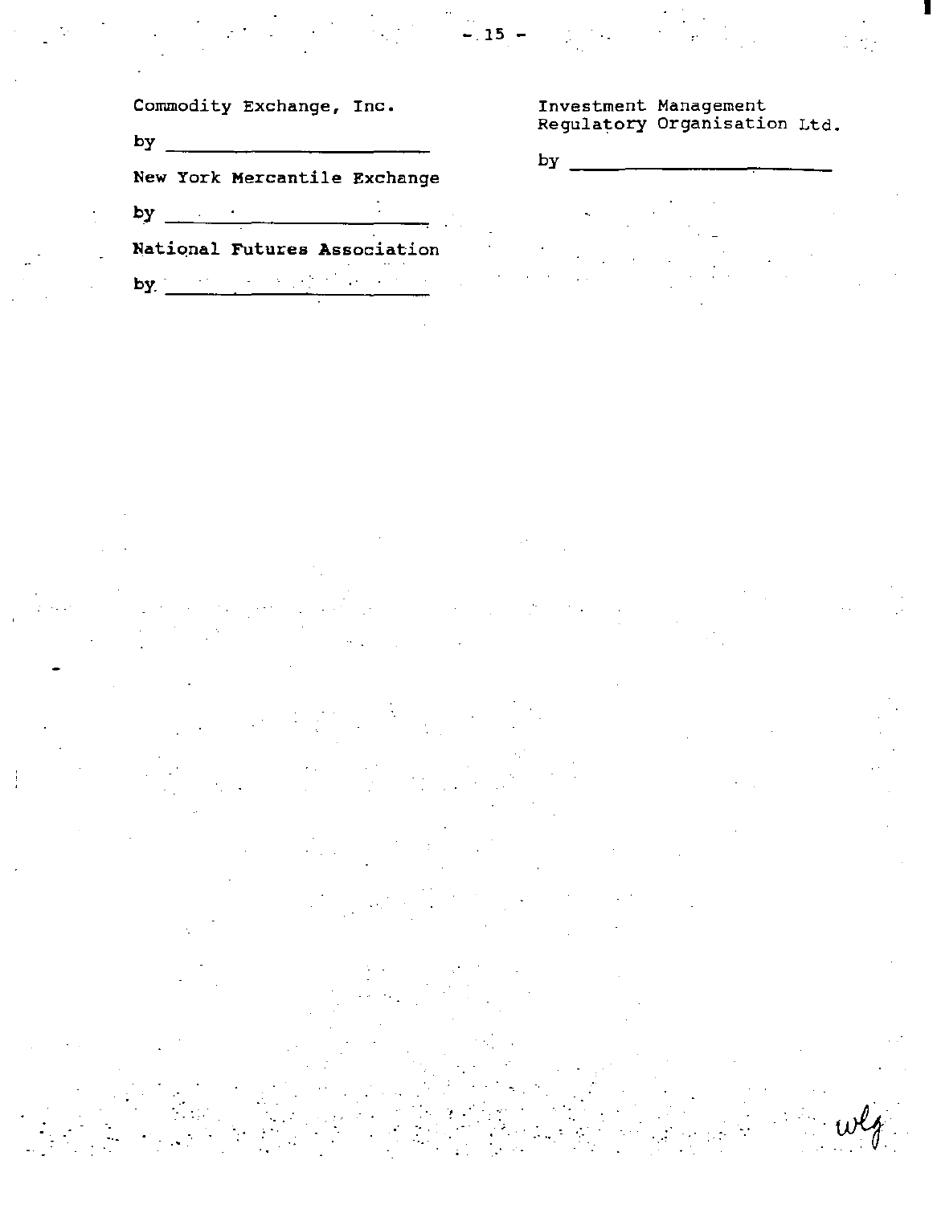Commodity Exchange, Inc.

by ________________________

New York Mercantile Exchange

by ________________________

National Futures Association

by ________________________

Investment Management Regulatory Organisation Ltd.

by ________________________

wlg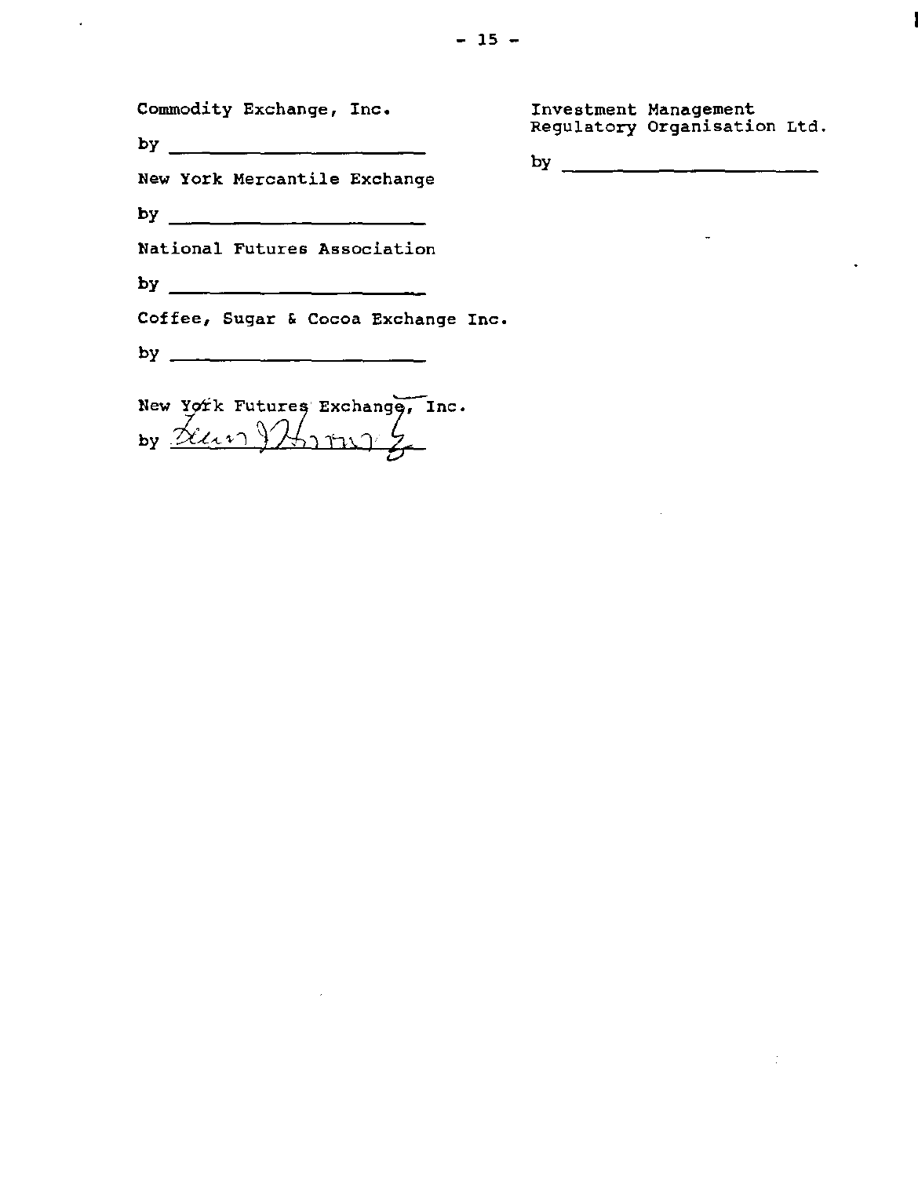Commodity Exchange, Inc.

by ______________________

New York Mercantile Exchange

by ______________________

National Futures Association

by ______________________

Coffee, Sugar & Cocoa Exchange Inc.

by ______________________

New York Futures Exchange, Inc.

by ______________________

Investment Management
Regulatory Organisation Ltd.

by ______________________